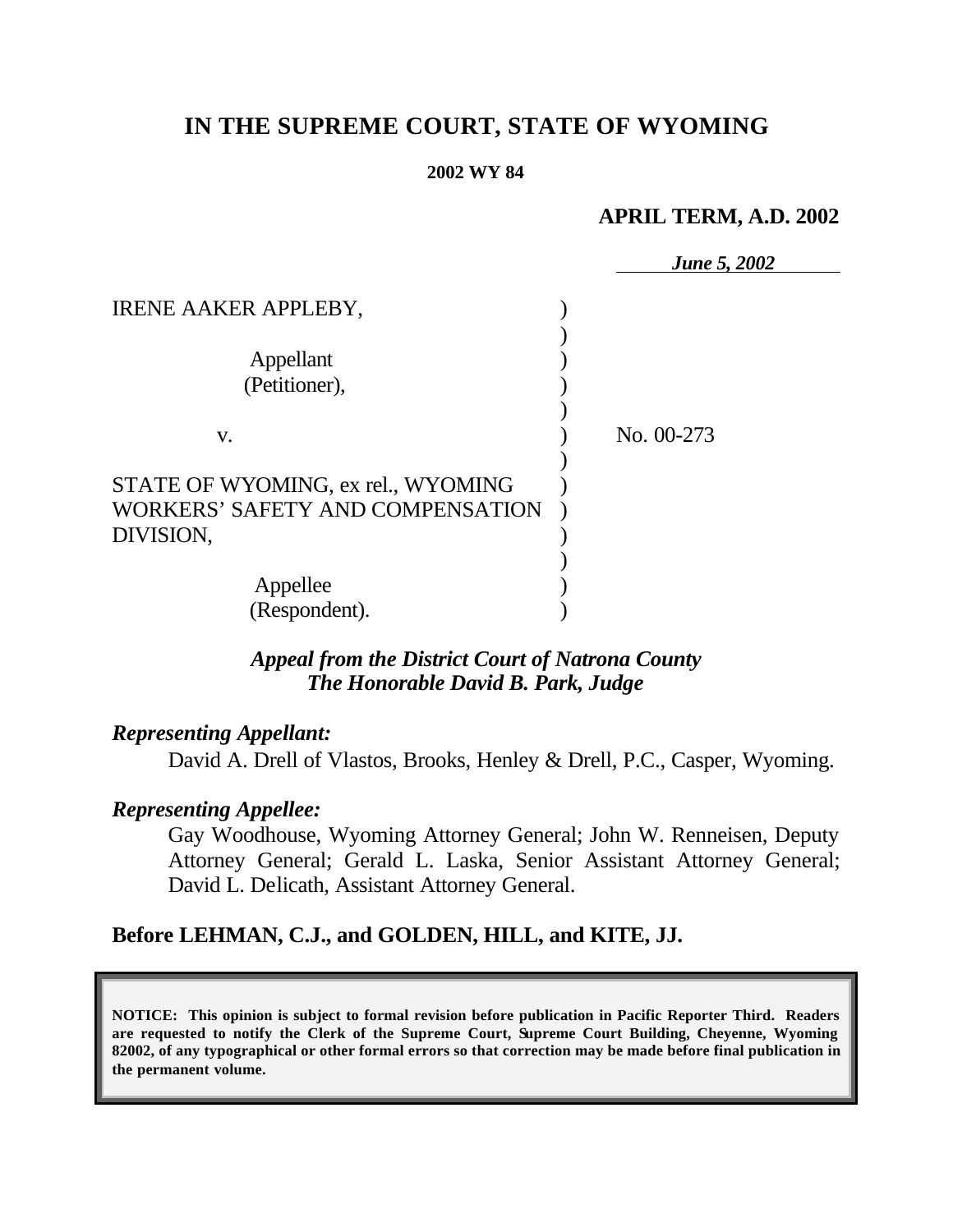# IN THE SUPREME COURT, STATE OF WYOMING

**2002 WY 84**

**APRIL TERM, A.D. 2002**

*June 5, 2002*

IRENE AAKER APPLEBY,

Appellant
(Petitioner),

v.

STATE OF WYOMING, ex rel., WYOMING WORKERS' SAFETY AND COMPENSATION DIVISION,

Appellee
(Respondent).

No. 00-273

***Appeal from the District Court of Natrona County***
***The Honorable David B. Park, Judge***

***Representing Appellant:***

David A. Drell of Vlastos, Brooks, Henley & Drell, P.C., Casper, Wyoming.

***Representing Appellee:***

Gay Woodhouse, Wyoming Attorney General; John W. Renneisen, Deputy Attorney General; Gerald L. Laska, Senior Assistant Attorney General; David L. Delicath, Assistant Attorney General.

**Before LEHMAN, C.J., and GOLDEN, HILL, and KITE, JJ.**

**NOTICE: This opinion is subject to formal revision before publication in Pacific Reporter Third. Readers are requested to notify the Clerk of the Supreme Court, Supreme Court Building, Cheyenne, Wyoming 82002, of any typographical or other formal errors so that correction may be made before final publication in the permanent volume.**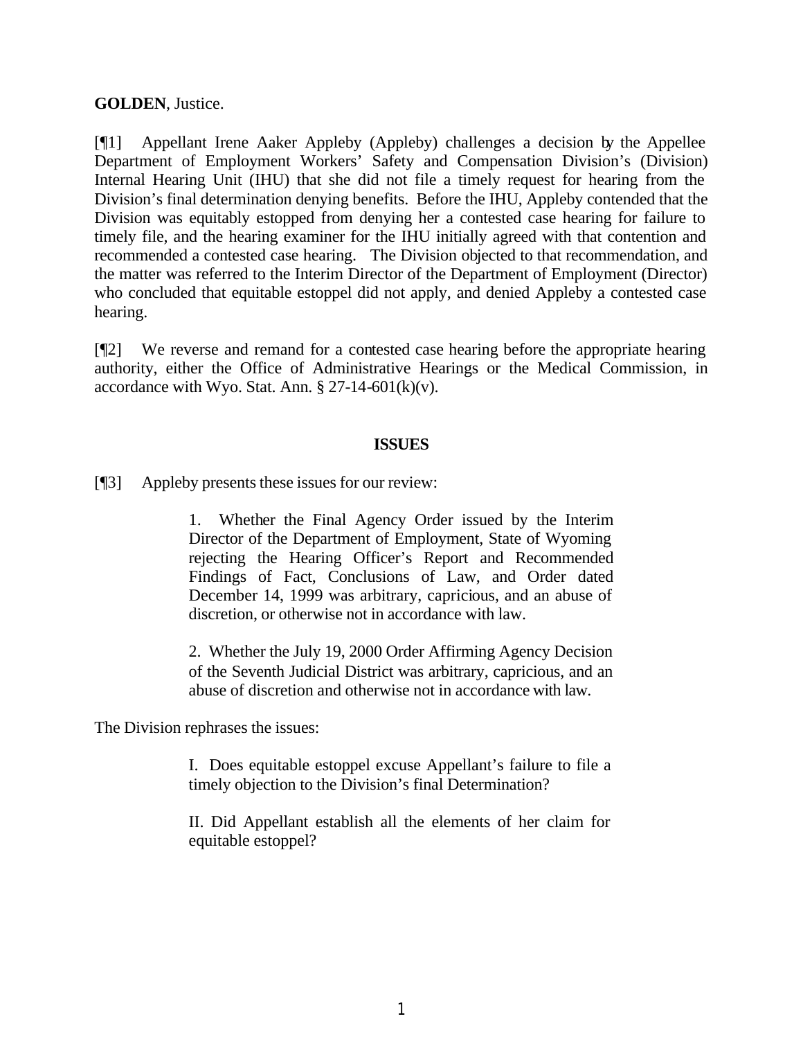**GOLDEN**, Justice.

[¶1] Appellant Irene Aaker Appleby (Appleby) challenges a decision by the Appellee Department of Employment Workers' Safety and Compensation Division's (Division) Internal Hearing Unit (IHU) that she did not file a timely request for hearing from the Division's final determination denying benefits. Before the IHU, Appleby contended that the Division was equitably estopped from denying her a contested case hearing for failure to timely file, and the hearing examiner for the IHU initially agreed with that contention and recommended a contested case hearing. The Division objected to that recommendation, and the matter was referred to the Interim Director of the Department of Employment (Director) who concluded that equitable estoppel did not apply, and denied Appleby a contested case hearing.

[¶2] We reverse and remand for a contested case hearing before the appropriate hearing authority, either the Office of Administrative Hearings or the Medical Commission, in accordance with Wyo. Stat. Ann. § 27-14-601(k)(v).

## ISSUES

[¶3] Appleby presents these issues for our review:

> 1. Whether the Final Agency Order issued by the Interim Director of the Department of Employment, State of Wyoming rejecting the Hearing Officer's Report and Recommended Findings of Fact, Conclusions of Law, and Order dated December 14, 1999 was arbitrary, capricious, and an abuse of discretion, or otherwise not in accordance with law.
>
> 2. Whether the July 19, 2000 Order Affirming Agency Decision of the Seventh Judicial District was arbitrary, capricious, and an abuse of discretion and otherwise not in accordance with law.

The Division rephrases the issues:

> I. Does equitable estoppel excuse Appellant's failure to file a timely objection to the Division's final Determination?
>
> II. Did Appellant establish all the elements of her claim for equitable estoppel?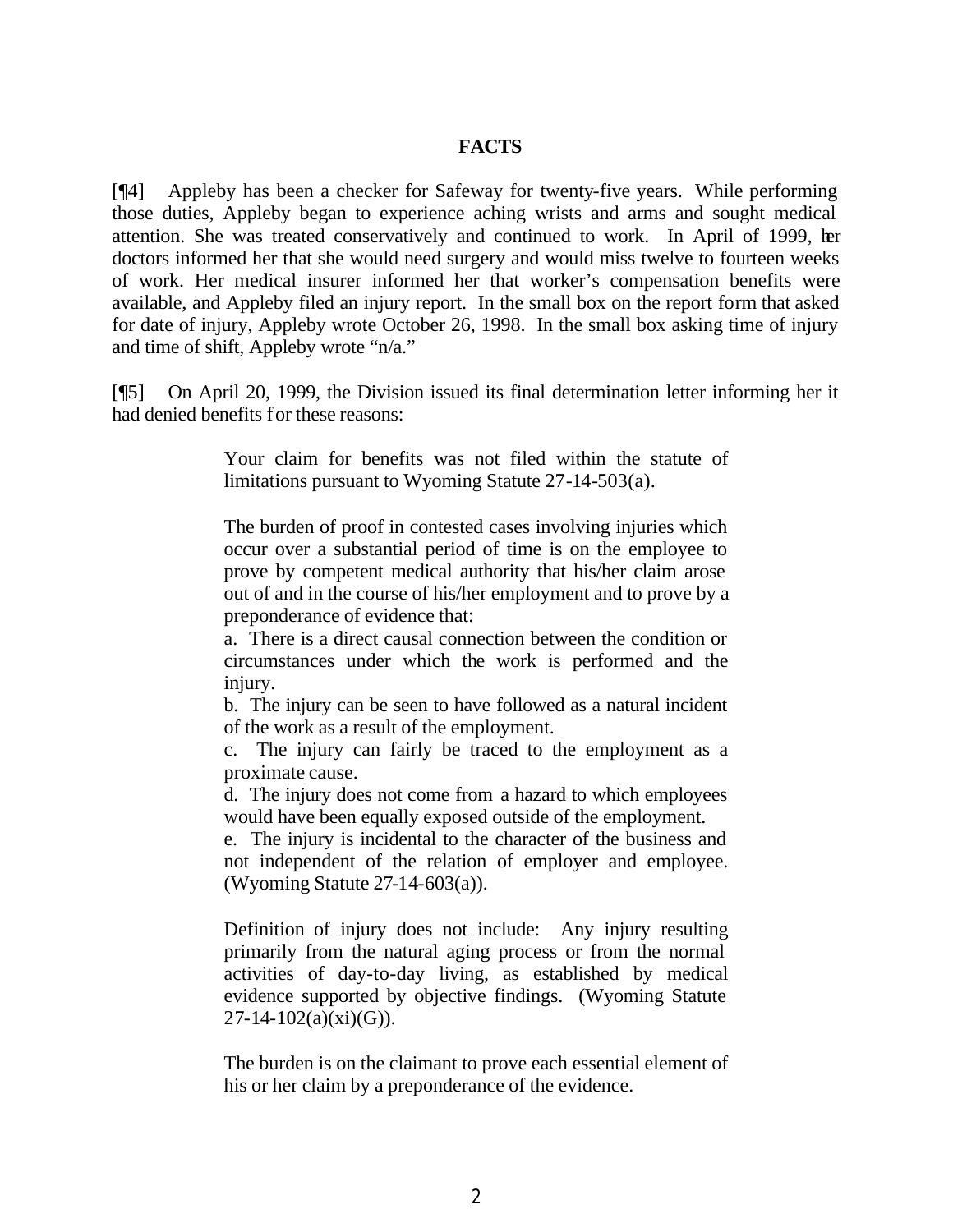## FACTS

[¶4] Appleby has been a checker for Safeway for twenty-five years. While performing those duties, Appleby began to experience aching wrists and arms and sought medical attention. She was treated conservatively and continued to work. In April of 1999, her doctors informed her that she would need surgery and would miss twelve to fourteen weeks of work. Her medical insurer informed her that worker's compensation benefits were available, and Appleby filed an injury report. In the small box on the report form that asked for date of injury, Appleby wrote October 26, 1998. In the small box asking time of injury and time of shift, Appleby wrote "n/a."

[¶5] On April 20, 1999, the Division issued its final determination letter informing her it had denied benefits for these reasons:

> Your claim for benefits was not filed within the statute of limitations pursuant to Wyoming Statute 27-14-503(a).
>
> The burden of proof in contested cases involving injuries which occur over a substantial period of time is on the employee to prove by competent medical authority that his/her claim arose out of and in the course of his/her employment and to prove by a preponderance of evidence that:
> a. There is a direct causal connection between the condition or circumstances under which the work is performed and the injury.
> b. The injury can be seen to have followed as a natural incident of the work as a result of the employment.
> c. The injury can fairly be traced to the employment as a proximate cause.
> d. The injury does not come from a hazard to which employees would have been equally exposed outside of the employment.
> e. The injury is incidental to the character of the business and not independent of the relation of employer and employee. (Wyoming Statute 27-14-603(a)).
>
> Definition of injury does not include: Any injury resulting primarily from the natural aging process or from the normal activities of day-to-day living, as established by medical evidence supported by objective findings. (Wyoming Statute 27-14-102(a)(xi)(G)).
>
> The burden is on the claimant to prove each essential element of his or her claim by a preponderance of the evidence.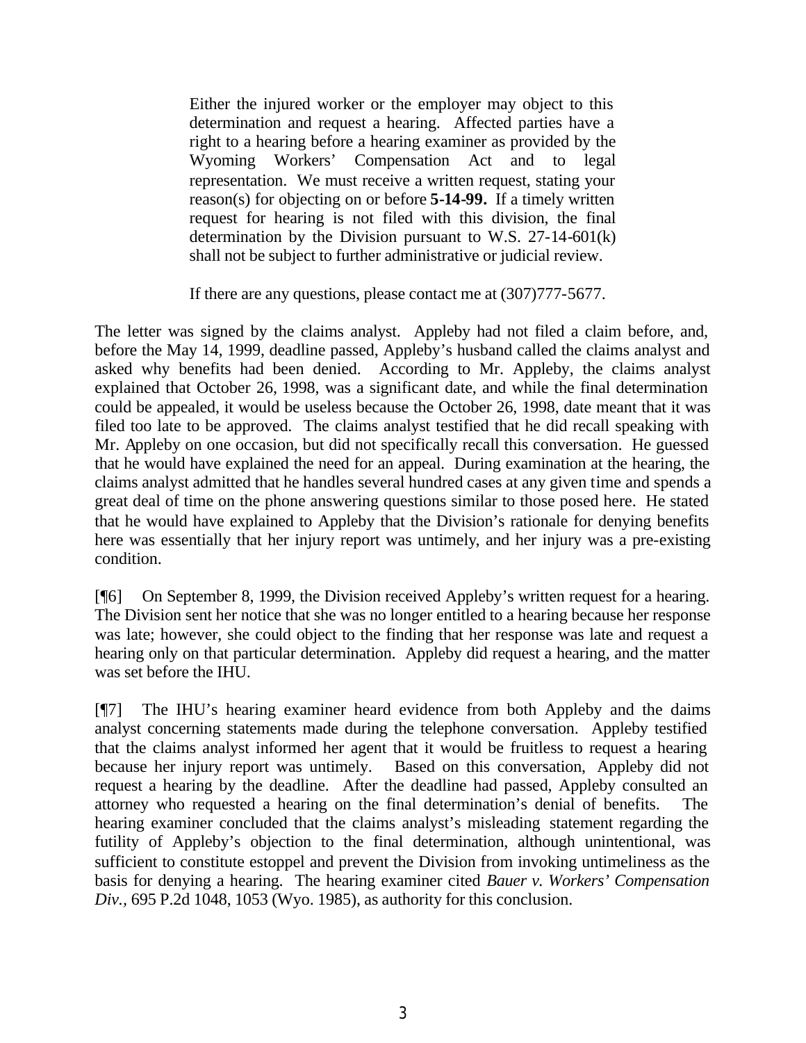> Either the injured worker or the employer may object to this determination and request a hearing. Affected parties have a right to a hearing before a hearing examiner as provided by the Wyoming Workers' Compensation Act and to legal representation. We must receive a written request, stating your reason(s) for objecting on or before **5-14-99.** If a timely written request for hearing is not filed with this division, the final determination by the Division pursuant to W.S. 27-14-601(k) shall not be subject to further administrative or judicial review.
>
> If there are any questions, please contact me at (307)777-5677.

The letter was signed by the claims analyst. Appleby had not filed a claim before, and, before the May 14, 1999, deadline passed, Appleby's husband called the claims analyst and asked why benefits had been denied. According to Mr. Appleby, the claims analyst explained that October 26, 1998, was a significant date, and while the final determination could be appealed, it would be useless because the October 26, 1998, date meant that it was filed too late to be approved. The claims analyst testified that he did recall speaking with Mr. Appleby on one occasion, but did not specifically recall this conversation. He guessed that he would have explained the need for an appeal. During examination at the hearing, the claims analyst admitted that he handles several hundred cases at any given time and spends a great deal of time on the phone answering questions similar to those posed here. He stated that he would have explained to Appleby that the Division's rationale for denying benefits here was essentially that her injury report was untimely, and her injury was a pre-existing condition.

[¶6] On September 8, 1999, the Division received Appleby's written request for a hearing. The Division sent her notice that she was no longer entitled to a hearing because her response was late; however, she could object to the finding that her response was late and request a hearing only on that particular determination. Appleby did request a hearing, and the matter was set before the IHU.

[¶7] The IHU's hearing examiner heard evidence from both Appleby and the daims analyst concerning statements made during the telephone conversation. Appleby testified that the claims analyst informed her agent that it would be fruitless to request a hearing because her injury report was untimely. Based on this conversation, Appleby did not request a hearing by the deadline. After the deadline had passed, Appleby consulted an attorney who requested a hearing on the final determination's denial of benefits. The hearing examiner concluded that the claims analyst's misleading statement regarding the futility of Appleby's objection to the final determination, although unintentional, was sufficient to constitute estoppel and prevent the Division from invoking untimeliness as the basis for denying a hearing. The hearing examiner cited *Bauer v. Workers' Compensation Div.*, 695 P.2d 1048, 1053 (Wyo. 1985), as authority for this conclusion.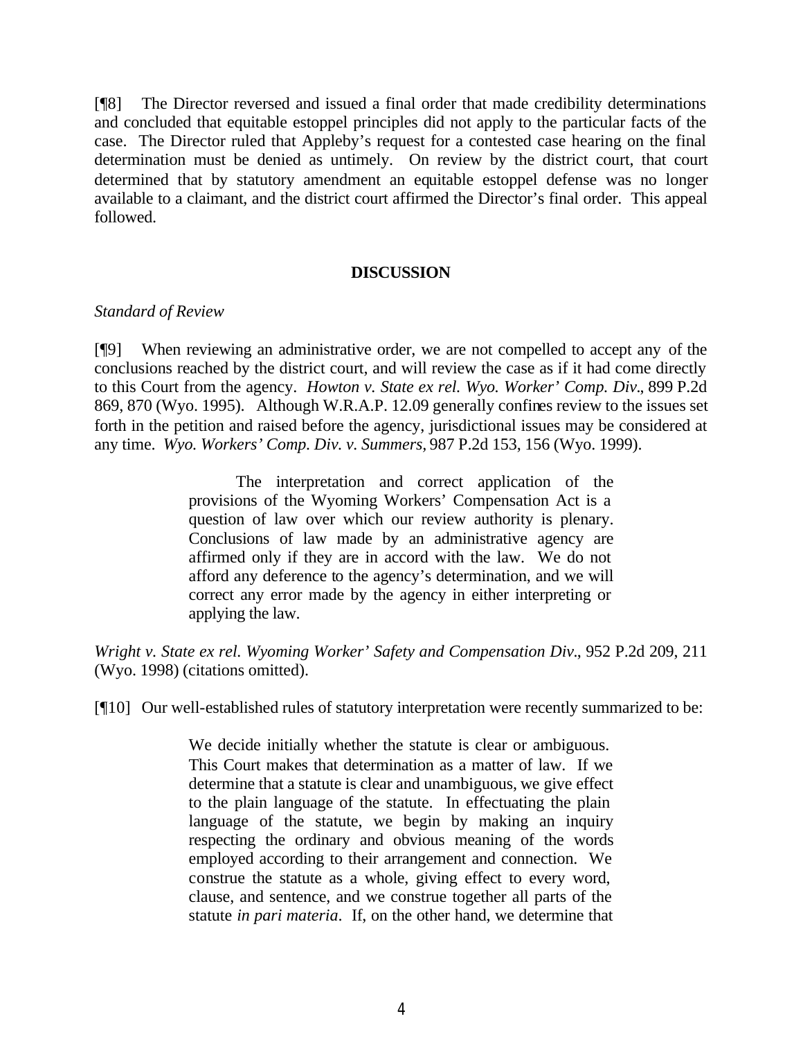[¶8] The Director reversed and issued a final order that made credibility determinations and concluded that equitable estoppel principles did not apply to the particular facts of the case. The Director ruled that Appleby's request for a contested case hearing on the final determination must be denied as untimely. On review by the district court, that court determined that by statutory amendment an equitable estoppel defense was no longer available to a claimant, and the district court affirmed the Director's final order. This appeal followed.

## DISCUSSION

*Standard of Review*

[¶9] When reviewing an administrative order, we are not compelled to accept any of the conclusions reached by the district court, and will review the case as if it had come directly to this Court from the agency. *Howton v. State ex rel. Wyo. Worker' Comp. Div.*, 899 P.2d 869, 870 (Wyo. 1995). Although W.R.A.P. 12.09 generally confines review to the issues set forth in the petition and raised before the agency, jurisdictional issues may be considered at any time. *Wyo. Workers' Comp. Div. v. Summers,* 987 P.2d 153, 156 (Wyo. 1999).

> The interpretation and correct application of the provisions of the Wyoming Workers' Compensation Act is a question of law over which our review authority is plenary. Conclusions of law made by an administrative agency are affirmed only if they are in accord with the law. We do not afford any deference to the agency's determination, and we will correct any error made by the agency in either interpreting or applying the law.

*Wright v. State ex rel. Wyoming Worker' Safety and Compensation Div.*, 952 P.2d 209, 211 (Wyo. 1998) (citations omitted).

[¶10] Our well-established rules of statutory interpretation were recently summarized to be:

> We decide initially whether the statute is clear or ambiguous. This Court makes that determination as a matter of law. If we determine that a statute is clear and unambiguous, we give effect to the plain language of the statute. In effectuating the plain language of the statute, we begin by making an inquiry respecting the ordinary and obvious meaning of the words employed according to their arrangement and connection. We construe the statute as a whole, giving effect to every word, clause, and sentence, and we construe together all parts of the statute *in pari materia*. If, on the other hand, we determine that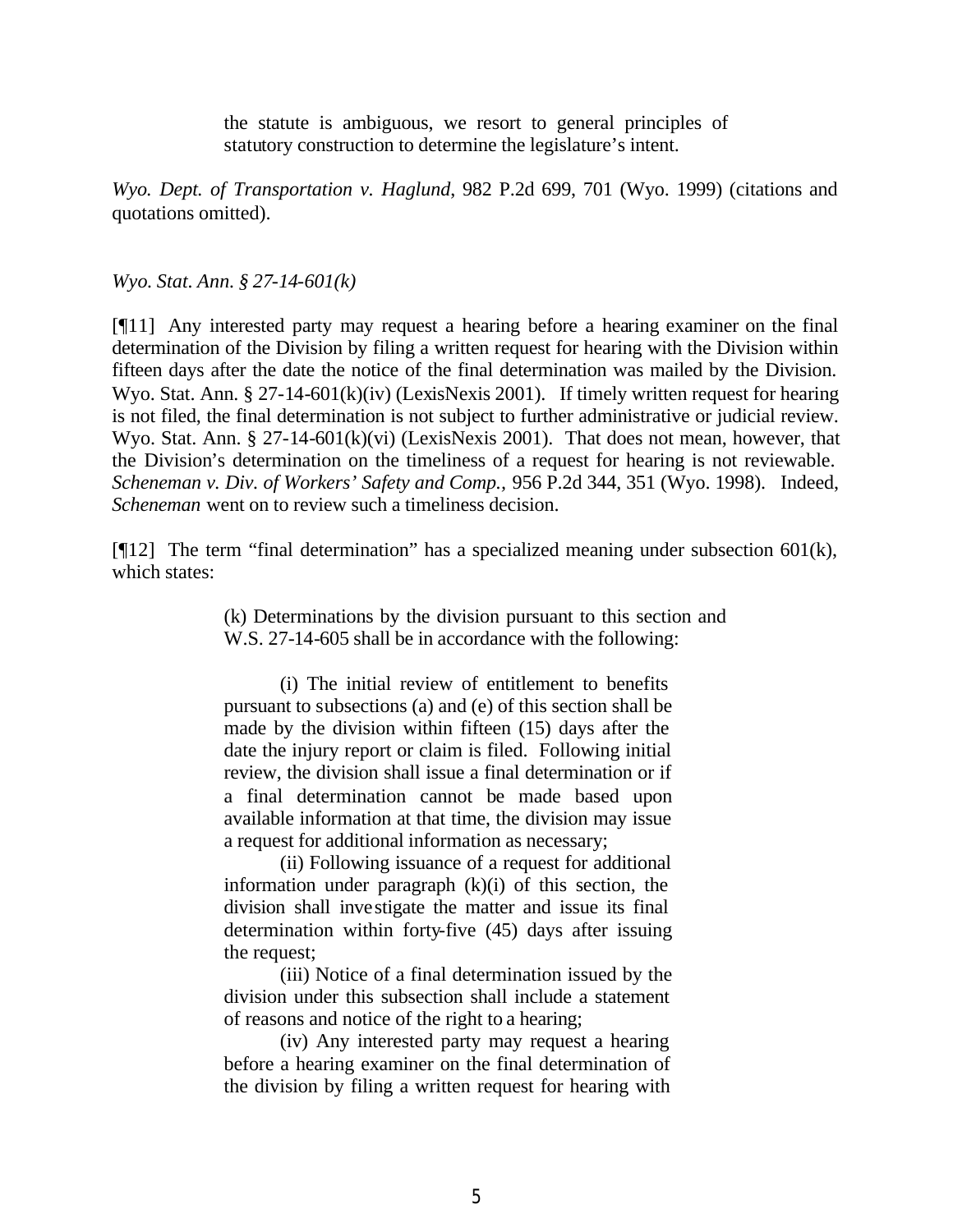> the statute is ambiguous, we resort to general principles of statutory construction to determine the legislature's intent.

*Wyo. Dept. of Transportation v. Haglund*, 982 P.2d 699, 701 (Wyo. 1999) (citations and quotations omitted).

*Wyo. Stat. Ann. § 27-14-601(k)*

[¶11] Any interested party may request a hearing before a hearing examiner on the final determination of the Division by filing a written request for hearing with the Division within fifteen days after the date the notice of the final determination was mailed by the Division. Wyo. Stat. Ann. § 27-14-601(k)(iv) (LexisNexis 2001). If timely written request for hearing is not filed, the final determination is not subject to further administrative or judicial review. Wyo. Stat. Ann. § 27-14-601(k)(vi) (LexisNexis 2001). That does not mean, however, that the Division's determination on the timeliness of a request for hearing is not reviewable. *Scheneman v. Div. of Workers' Safety and Comp.*, 956 P.2d 344, 351 (Wyo. 1998). Indeed, *Scheneman* went on to review such a timeliness decision.

[¶12] The term "final determination" has a specialized meaning under subsection 601(k), which states:

> (k) Determinations by the division pursuant to this section and W.S. 27-14-605 shall be in accordance with the following:
>
> (i) The initial review of entitlement to benefits pursuant to subsections (a) and (e) of this section shall be made by the division within fifteen (15) days after the date the injury report or claim is filed. Following initial review, the division shall issue a final determination or if a final determination cannot be made based upon available information at that time, the division may issue a request for additional information as necessary;
>
> (ii) Following issuance of a request for additional information under paragraph (k)(i) of this section, the division shall investigate the matter and issue its final determination within forty-five (45) days after issuing the request;
>
> (iii) Notice of a final determination issued by the division under this subsection shall include a statement of reasons and notice of the right to a hearing;
>
> (iv) Any interested party may request a hearing before a hearing examiner on the final determination of the division by filing a written request for hearing with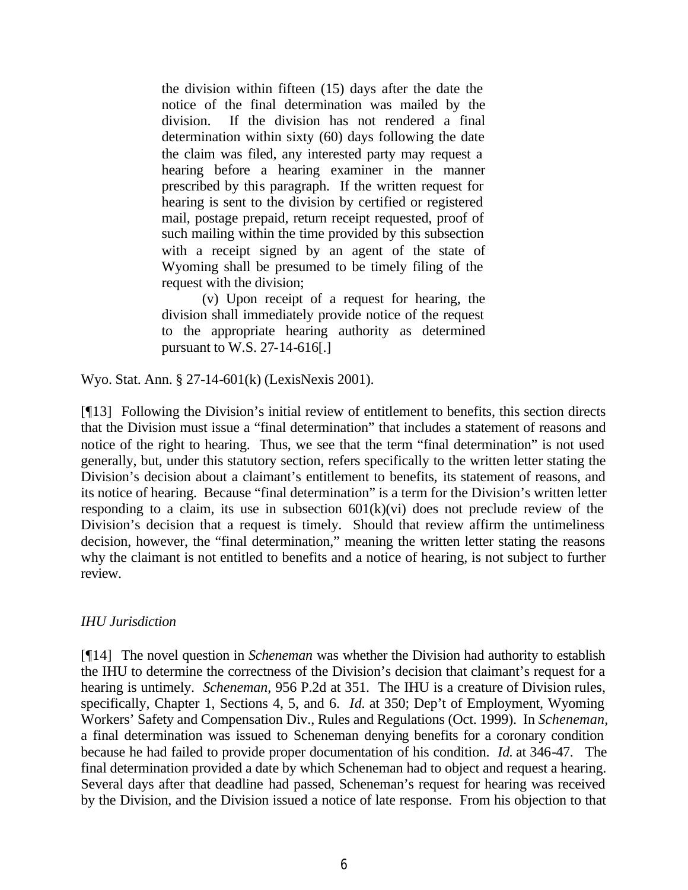> the division within fifteen (15) days after the date the notice of the final determination was mailed by the division. If the division has not rendered a final determination within sixty (60) days following the date the claim was filed, any interested party may request a hearing before a hearing examiner in the manner prescribed by this paragraph. If the written request for hearing is sent to the division by certified or registered mail, postage prepaid, return receipt requested, proof of such mailing within the time provided by this subsection with a receipt signed by an agent of the state of Wyoming shall be presumed to be timely filing of the request with the division;
>
> (v) Upon receipt of a request for hearing, the division shall immediately provide notice of the request to the appropriate hearing authority as determined pursuant to W.S. 27-14-616[.]

Wyo. Stat. Ann. § 27-14-601(k) (LexisNexis 2001).

[¶13] Following the Division's initial review of entitlement to benefits, this section directs that the Division must issue a "final determination" that includes a statement of reasons and notice of the right to hearing. Thus, we see that the term "final determination" is not used generally, but, under this statutory section, refers specifically to the written letter stating the Division's decision about a claimant's entitlement to benefits, its statement of reasons, and its notice of hearing. Because "final determination" is a term for the Division's written letter responding to a claim, its use in subsection 601(k)(vi) does not preclude review of the Division's decision that a request is timely. Should that review affirm the untimeliness decision, however, the "final determination," meaning the written letter stating the reasons why the claimant is not entitled to benefits and a notice of hearing, is not subject to further review.

*IHU Jurisdiction*

[¶14] The novel question in *Scheneman* was whether the Division had authority to establish the IHU to determine the correctness of the Division's decision that claimant's request for a hearing is untimely. *Scheneman*, 956 P.2d at 351. The IHU is a creature of Division rules, specifically, Chapter 1, Sections 4, 5, and 6. *Id.* at 350; Dep't of Employment, Wyoming Workers' Safety and Compensation Div., Rules and Regulations (Oct. 1999). In *Scheneman*, a final determination was issued to Scheneman denying benefits for a coronary condition because he had failed to provide proper documentation of his condition. *Id.* at 346-47. The final determination provided a date by which Scheneman had to object and request a hearing. Several days after that deadline had passed, Scheneman's request for hearing was received by the Division, and the Division issued a notice of late response. From his objection to that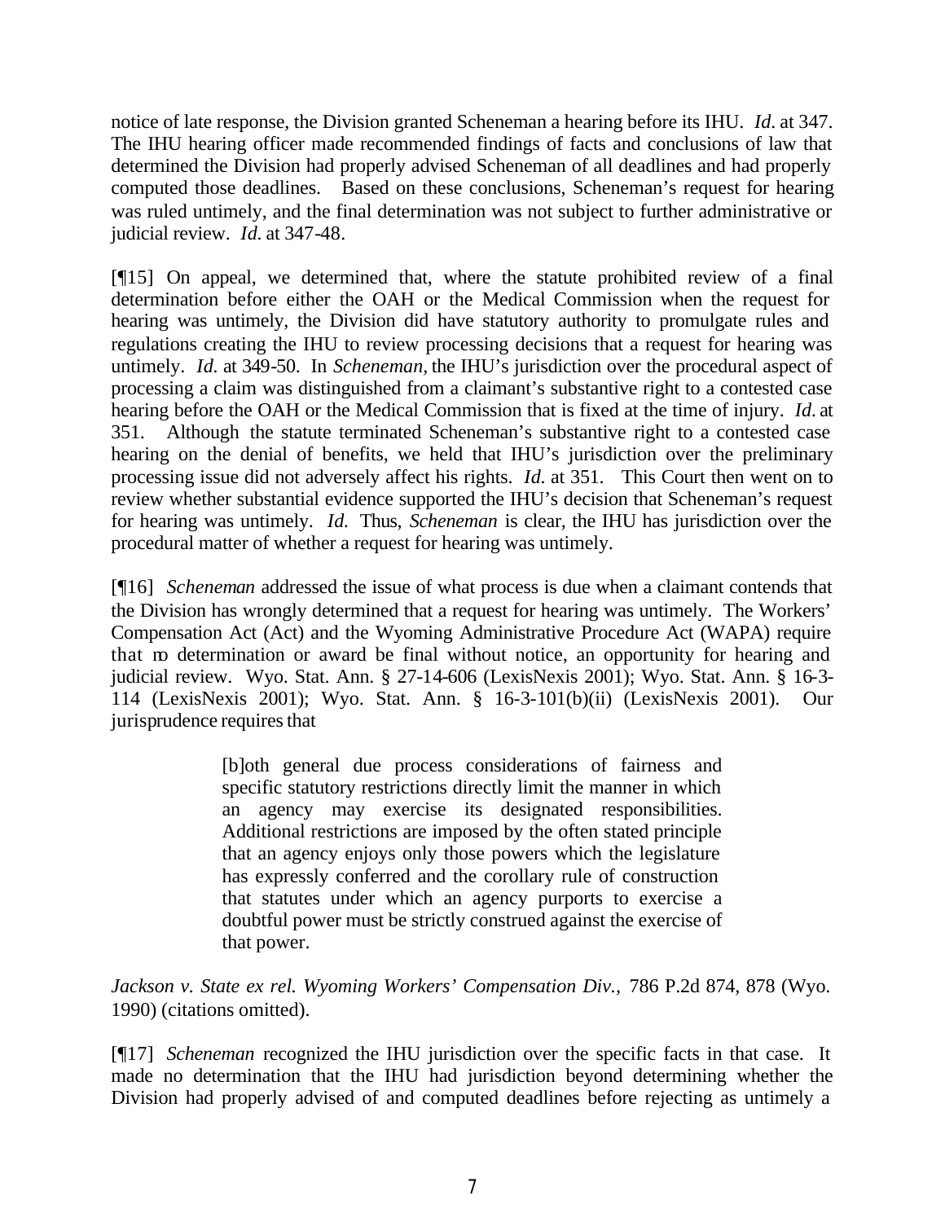notice of late response, the Division granted Scheneman a hearing before its IHU. *Id.* at 347. The IHU hearing officer made recommended findings of facts and conclusions of law that determined the Division had properly advised Scheneman of all deadlines and had properly computed those deadlines. Based on these conclusions, Scheneman's request for hearing was ruled untimely, and the final determination was not subject to further administrative or judicial review. *Id.* at 347-48.

[¶15] On appeal, we determined that, where the statute prohibited review of a final determination before either the OAH or the Medical Commission when the request for hearing was untimely, the Division did have statutory authority to promulgate rules and regulations creating the IHU to review processing decisions that a request for hearing was untimely. *Id.* at 349-50. In *Scheneman*, the IHU's jurisdiction over the procedural aspect of processing a claim was distinguished from a claimant's substantive right to a contested case hearing before the OAH or the Medical Commission that is fixed at the time of injury. *Id.* at 351. Although the statute terminated Scheneman's substantive right to a contested case hearing on the denial of benefits, we held that IHU's jurisdiction over the preliminary processing issue did not adversely affect his rights. *Id.* at 351. This Court then went on to review whether substantial evidence supported the IHU's decision that Scheneman's request for hearing was untimely. *Id.* Thus, *Scheneman* is clear, the IHU has jurisdiction over the procedural matter of whether a request for hearing was untimely.

[¶16] *Scheneman* addressed the issue of what process is due when a claimant contends that the Division has wrongly determined that a request for hearing was untimely. The Workers' Compensation Act (Act) and the Wyoming Administrative Procedure Act (WAPA) require that no determination or award be final without notice, an opportunity for hearing and judicial review. Wyo. Stat. Ann. § 27-14-606 (LexisNexis 2001); Wyo. Stat. Ann. § 16-3-114 (LexisNexis 2001); Wyo. Stat. Ann. § 16-3-101(b)(ii) (LexisNexis 2001). Our jurisprudence requires that

> [b]oth general due process considerations of fairness and specific statutory restrictions directly limit the manner in which an agency may exercise its designated responsibilities. Additional restrictions are imposed by the often stated principle that an agency enjoys only those powers which the legislature has expressly conferred and the corollary rule of construction that statutes under which an agency purports to exercise a doubtful power must be strictly construed against the exercise of that power.

*Jackson v. State ex rel. Wyoming Workers' Compensation Div.*, 786 P.2d 874, 878 (Wyo. 1990) (citations omitted).

[¶17] *Scheneman* recognized the IHU jurisdiction over the specific facts in that case. It made no determination that the IHU had jurisdiction beyond determining whether the Division had properly advised of and computed deadlines before rejecting as untimely a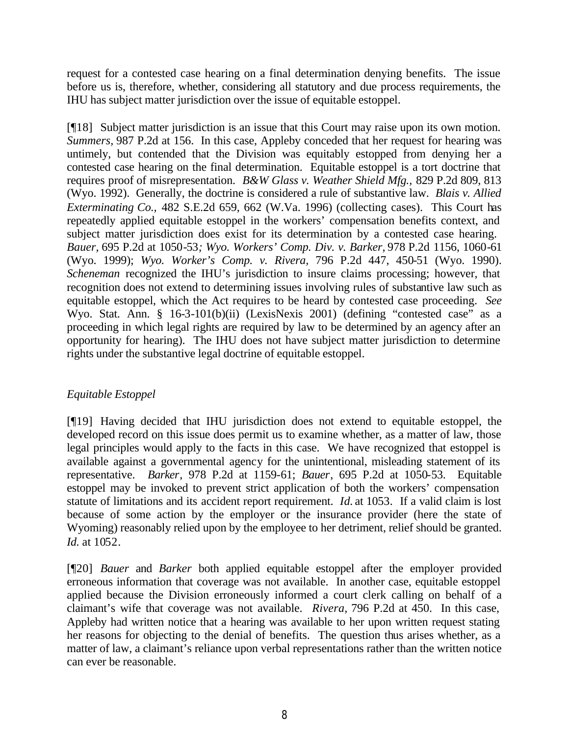request for a contested case hearing on a final determination denying benefits. The issue before us is, therefore, whether, considering all statutory and due process requirements, the IHU has subject matter jurisdiction over the issue of equitable estoppel.

[¶18] Subject matter jurisdiction is an issue that this Court may raise upon its own motion. *Summers*, 987 P.2d at 156. In this case, Appleby conceded that her request for hearing was untimely, but contended that the Division was equitably estopped from denying her a contested case hearing on the final determination. Equitable estoppel is a tort doctrine that requires proof of misrepresentation. *B&W Glass v. Weather Shield Mfg.*, 829 P.2d 809, 813 (Wyo. 1992). Generally, the doctrine is considered a rule of substantive law. *Blais v. Allied Exterminating Co.*, 482 S.E.2d 659, 662 (W.Va. 1996) (collecting cases). This Court has repeatedly applied equitable estoppel in the workers' compensation benefits context, and subject matter jurisdiction does exist for its determination by a contested case hearing. *Bauer*, 695 P.2d at 1050-53*; Wyo. Workers' Comp. Div. v. Barker*, 978 P.2d 1156, 1060-61 (Wyo. 1999); *Wyo. Worker's Comp. v. Rivera*, 796 P.2d 447, 450-51 (Wyo. 1990). *Scheneman* recognized the IHU's jurisdiction to insure claims processing; however, that recognition does not extend to determining issues involving rules of substantive law such as equitable estoppel, which the Act requires to be heard by contested case proceeding. *See* Wyo. Stat. Ann. § 16-3-101(b)(ii) (LexisNexis 2001) (defining "contested case" as a proceeding in which legal rights are required by law to be determined by an agency after an opportunity for hearing). The IHU does not have subject matter jurisdiction to determine rights under the substantive legal doctrine of equitable estoppel.

*Equitable Estoppel*

[¶19] Having decided that IHU jurisdiction does not extend to equitable estoppel, the developed record on this issue does permit us to examine whether, as a matter of law, those legal principles would apply to the facts in this case. We have recognized that estoppel is available against a governmental agency for the unintentional, misleading statement of its representative. *Barker*, 978 P.2d at 1159-61; *Bauer*, 695 P.2d at 1050-53. Equitable estoppel may be invoked to prevent strict application of both the workers' compensation statute of limitations and its accident report requirement. *Id.* at 1053. If a valid claim is lost because of some action by the employer or the insurance provider (here the state of Wyoming) reasonably relied upon by the employee to her detriment, relief should be granted. *Id.* at 1052.

[¶20] *Bauer* and *Barker* both applied equitable estoppel after the employer provided erroneous information that coverage was not available. In another case, equitable estoppel applied because the Division erroneously informed a court clerk calling on behalf of a claimant's wife that coverage was not available. *Rivera*, 796 P.2d at 450. In this case, Appleby had written notice that a hearing was available to her upon written request stating her reasons for objecting to the denial of benefits. The question thus arises whether, as a matter of law, a claimant's reliance upon verbal representations rather than the written notice can ever be reasonable.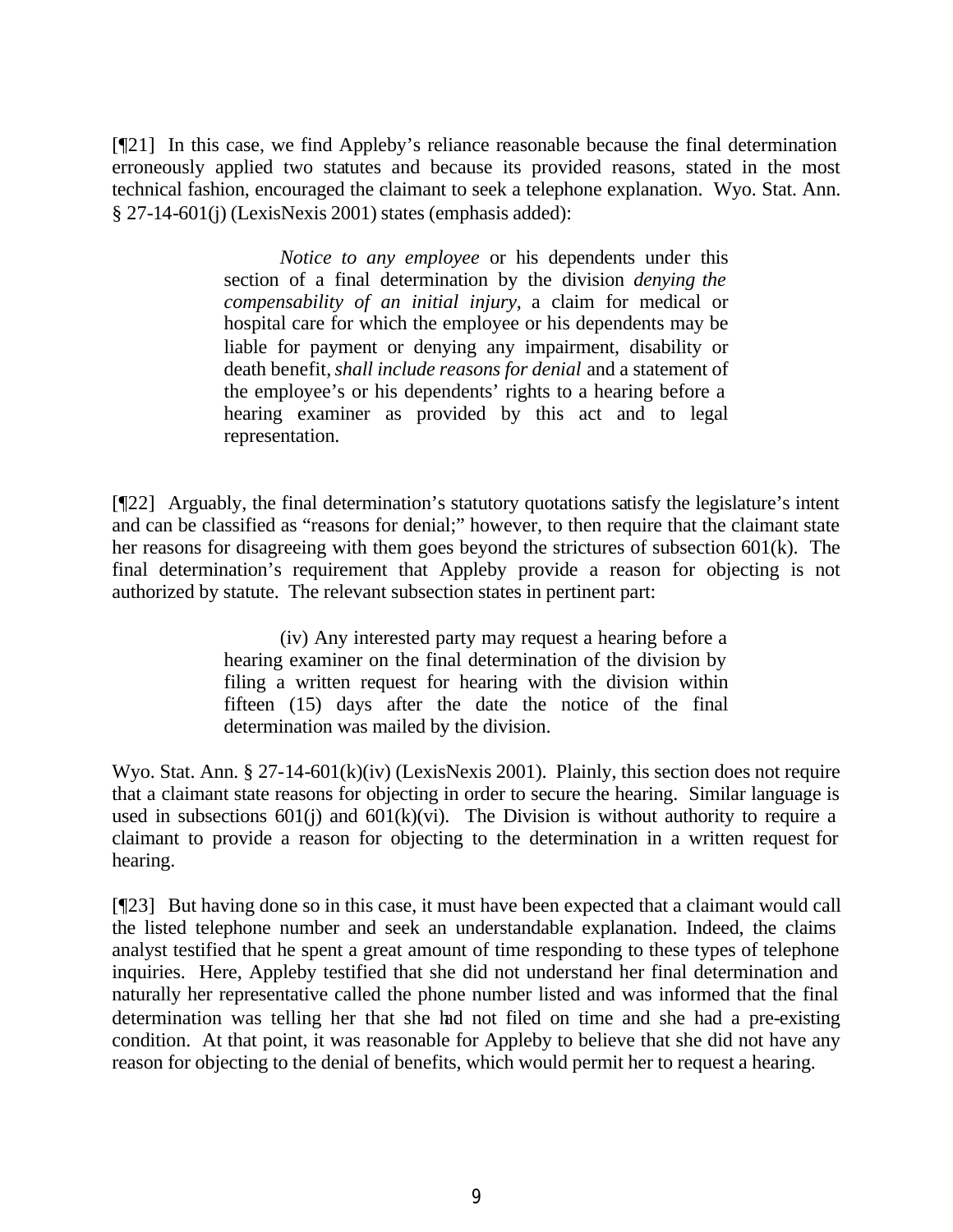[¶21] In this case, we find Appleby's reliance reasonable because the final determination erroneously applied two statutes and because its provided reasons, stated in the most technical fashion, encouraged the claimant to seek a telephone explanation. Wyo. Stat. Ann. § 27-14-601(j) (LexisNexis 2001) states (emphasis added):

> *Notice to any employee* or his dependents under this section of a final determination by the division *denying the compensability of an initial injury*, a claim for medical or hospital care for which the employee or his dependents may be liable for payment or denying any impairment, disability or death benefit, *shall include reasons for denial* and a statement of the employee's or his dependents' rights to a hearing before a hearing examiner as provided by this act and to legal representation.

[¶22] Arguably, the final determination's statutory quotations satisfy the legislature's intent and can be classified as "reasons for denial;" however, to then require that the claimant state her reasons for disagreeing with them goes beyond the strictures of subsection 601(k). The final determination's requirement that Appleby provide a reason for objecting is not authorized by statute. The relevant subsection states in pertinent part:

> (iv) Any interested party may request a hearing before a hearing examiner on the final determination of the division by filing a written request for hearing with the division within fifteen (15) days after the date the notice of the final determination was mailed by the division.

Wyo. Stat. Ann. § 27-14-601(k)(iv) (LexisNexis 2001). Plainly, this section does not require that a claimant state reasons for objecting in order to secure the hearing. Similar language is used in subsections 601(j) and 601(k)(vi). The Division is without authority to require a claimant to provide a reason for objecting to the determination in a written request for hearing.

[¶23] But having done so in this case, it must have been expected that a claimant would call the listed telephone number and seek an understandable explanation. Indeed, the claims analyst testified that he spent a great amount of time responding to these types of telephone inquiries. Here, Appleby testified that she did not understand her final determination and naturally her representative called the phone number listed and was informed that the final determination was telling her that she had not filed on time and she had a pre-existing condition. At that point, it was reasonable for Appleby to believe that she did not have any reason for objecting to the denial of benefits, which would permit her to request a hearing.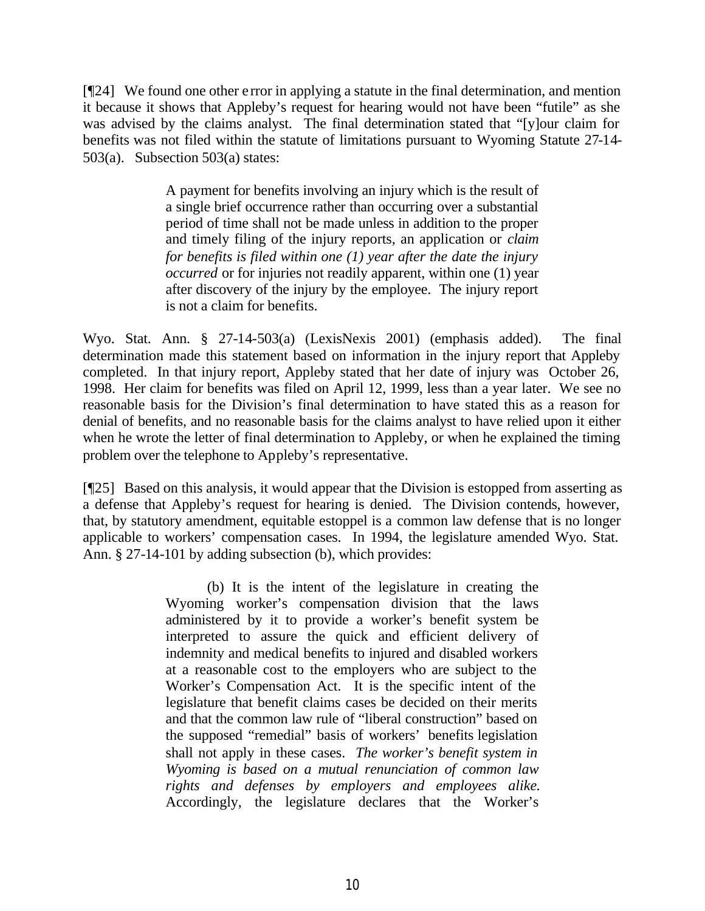[¶24] We found one other error in applying a statute in the final determination, and mention it because it shows that Appleby's request for hearing would not have been "futile" as she was advised by the claims analyst. The final determination stated that "[y]our claim for benefits was not filed within the statute of limitations pursuant to Wyoming Statute 27-14-503(a). Subsection 503(a) states:

> A payment for benefits involving an injury which is the result of a single brief occurrence rather than occurring over a substantial period of time shall not be made unless in addition to the proper and timely filing of the injury reports, an application or *claim for benefits is filed within one (1) year after the date the injury occurred* or for injuries not readily apparent, within one (1) year after discovery of the injury by the employee. The injury report is not a claim for benefits.

Wyo. Stat. Ann. § 27-14-503(a) (LexisNexis 2001) (emphasis added). The final determination made this statement based on information in the injury report that Appleby completed. In that injury report, Appleby stated that her date of injury was October 26, 1998. Her claim for benefits was filed on April 12, 1999, less than a year later. We see no reasonable basis for the Division's final determination to have stated this as a reason for denial of benefits, and no reasonable basis for the claims analyst to have relied upon it either when he wrote the letter of final determination to Appleby, or when he explained the timing problem over the telephone to Appleby's representative.

[¶25] Based on this analysis, it would appear that the Division is estopped from asserting as a defense that Appleby's request for hearing is denied. The Division contends, however, that, by statutory amendment, equitable estoppel is a common law defense that is no longer applicable to workers' compensation cases. In 1994, the legislature amended Wyo. Stat. Ann. § 27-14-101 by adding subsection (b), which provides:

> (b) It is the intent of the legislature in creating the Wyoming worker's compensation division that the laws administered by it to provide a worker's benefit system be interpreted to assure the quick and efficient delivery of indemnity and medical benefits to injured and disabled workers at a reasonable cost to the employers who are subject to the Worker's Compensation Act. It is the specific intent of the legislature that benefit claims cases be decided on their merits and that the common law rule of "liberal construction" based on the supposed "remedial" basis of workers' benefits legislation shall not apply in these cases. *The worker's benefit system in Wyoming is based on a mutual renunciation of common law rights and defenses by employers and employees alike.* Accordingly, the legislature declares that the Worker's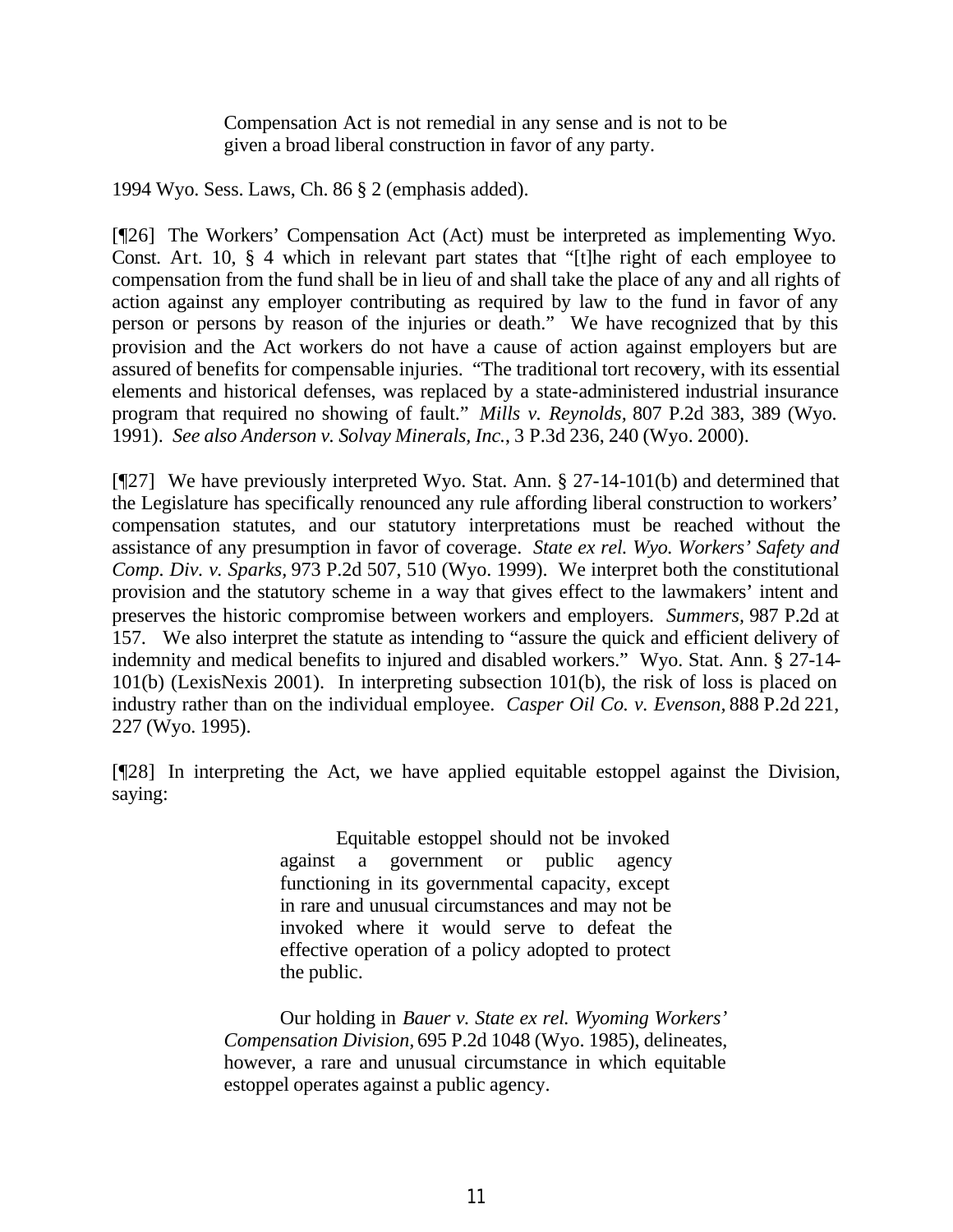> Compensation Act is not remedial in any sense and is not to be given a broad liberal construction in favor of any party.

1994 Wyo. Sess. Laws, Ch. 86 § 2 (emphasis added).

[¶26] The Workers' Compensation Act (Act) must be interpreted as implementing Wyo. Const. Art. 10, § 4 which in relevant part states that "[t]he right of each employee to compensation from the fund shall be in lieu of and shall take the place of any and all rights of action against any employer contributing as required by law to the fund in favor of any person or persons by reason of the injuries or death." We have recognized that by this provision and the Act workers do not have a cause of action against employers but are assured of benefits for compensable injuries. "The traditional tort recovery, with its essential elements and historical defenses, was replaced by a state-administered industrial insurance program that required no showing of fault." *Mills v. Reynolds,* 807 P.2d 383, 389 (Wyo. 1991). *See also Anderson v. Solvay Minerals, Inc.*, 3 P.3d 236, 240 (Wyo. 2000).

[¶27] We have previously interpreted Wyo. Stat. Ann. § 27-14-101(b) and determined that the Legislature has specifically renounced any rule affording liberal construction to workers' compensation statutes, and our statutory interpretations must be reached without the assistance of any presumption in favor of coverage. *State ex rel. Wyo. Workers' Safety and Comp. Div. v. Sparks,* 973 P.2d 507, 510 (Wyo. 1999). We interpret both the constitutional provision and the statutory scheme in a way that gives effect to the lawmakers' intent and preserves the historic compromise between workers and employers. *Summers,* 987 P.2d at 157. We also interpret the statute as intending to "assure the quick and efficient delivery of indemnity and medical benefits to injured and disabled workers." Wyo. Stat. Ann. § 27-14-101(b) (LexisNexis 2001). In interpreting subsection 101(b), the risk of loss is placed on industry rather than on the individual employee. *Casper Oil Co. v. Evenson,* 888 P.2d 221, 227 (Wyo. 1995).

[¶28] In interpreting the Act, we have applied equitable estoppel against the Division, saying:

> > Equitable estoppel should not be invoked against a government or public agency functioning in its governmental capacity, except in rare and unusual circumstances and may not be invoked where it would serve to defeat the effective operation of a policy adopted to protect the public.
>
> Our holding in *Bauer v. State ex rel. Wyoming Workers' Compensation Division,* 695 P.2d 1048 (Wyo. 1985), delineates, however, a rare and unusual circumstance in which equitable estoppel operates against a public agency.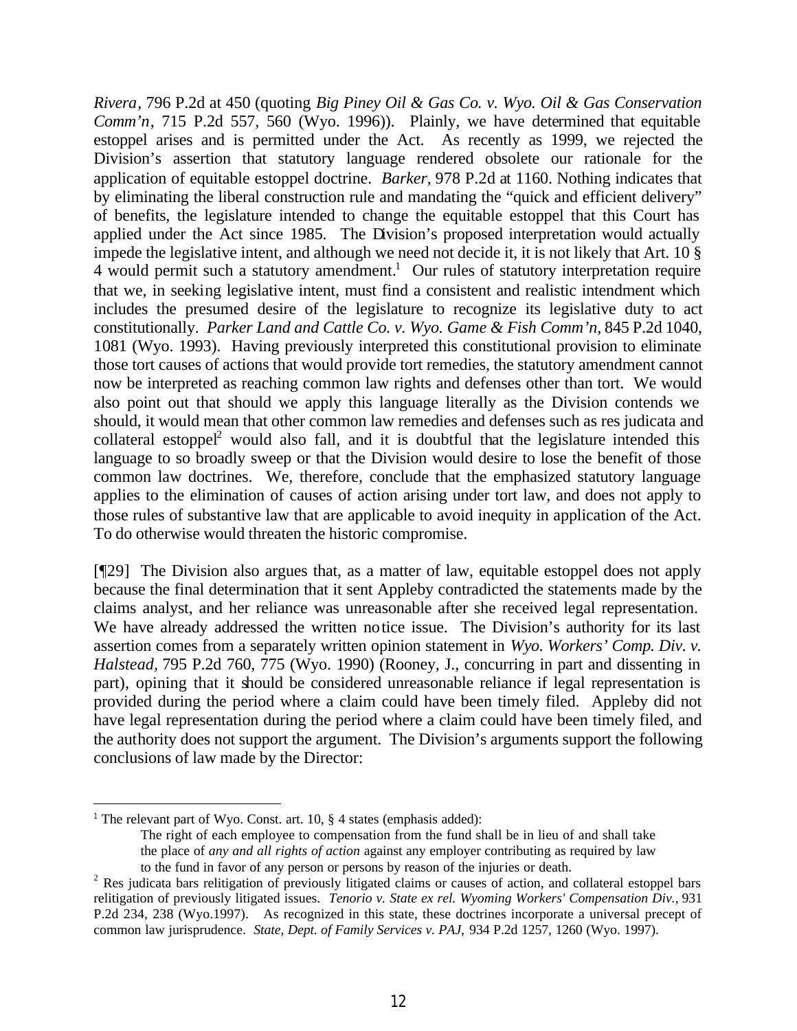*Rivera*, 796 P.2d at 450 (quoting *Big Piney Oil & Gas Co. v. Wyo. Oil & Gas Conservation Comm'n*, 715 P.2d 557, 560 (Wyo. 1996)). Plainly, we have determined that equitable estoppel arises and is permitted under the Act. As recently as 1999, we rejected the Division's assertion that statutory language rendered obsolete our rationale for the application of equitable estoppel doctrine. *Barker,* 978 P.2d at 1160. Nothing indicates that by eliminating the liberal construction rule and mandating the "quick and efficient delivery" of benefits, the legislature intended to change the equitable estoppel that this Court has applied under the Act since 1985. The Division's proposed interpretation would actually impede the legislative intent, and although we need not decide it, it is not likely that Art. 10 § 4 would permit such a statutory amendment.[1] Our rules of statutory interpretation require that we, in seeking legislative intent, must find a consistent and realistic intendment which includes the presumed desire of the legislature to recognize its legislative duty to act constitutionally. *Parker Land and Cattle Co. v. Wyo. Game & Fish Comm'n*, 845 P.2d 1040, 1081 (Wyo. 1993). Having previously interpreted this constitutional provision to eliminate those tort causes of actions that would provide tort remedies, the statutory amendment cannot now be interpreted as reaching common law rights and defenses other than tort. We would also point out that should we apply this language literally as the Division contends we should, it would mean that other common law remedies and defenses such as res judicata and collateral estoppel[2] would also fall, and it is doubtful that the legislature intended this language to so broadly sweep or that the Division would desire to lose the benefit of those common law doctrines. We, therefore, conclude that the emphasized statutory language applies to the elimination of causes of action arising under tort law, and does not apply to those rules of substantive law that are applicable to avoid inequity in application of the Act. To do otherwise would threaten the historic compromise.

[¶29] The Division also argues that, as a matter of law, equitable estoppel does not apply because the final determination that it sent Appleby contradicted the statements made by the claims analyst, and her reliance was unreasonable after she received legal representation. We have already addressed the written notice issue. The Division's authority for its last assertion comes from a separately written opinion statement in *Wyo. Workers' Comp. Div. v. Halstead*, 795 P.2d 760, 775 (Wyo. 1990) (Rooney, J., concurring in part and dissenting in part), opining that it should be considered unreasonable reliance if legal representation is provided during the period where a claim could have been timely filed. Appleby did not have legal representation during the period where a claim could have been timely filed, and the authority does not support the argument. The Division's arguments support the following conclusions of law made by the Director:

---

[1] The relevant part of Wyo. Const. art. 10, § 4 states (emphasis added):

> The right of each employee to compensation from the fund shall be in lieu of and shall take the place of *any and all rights of action* against any employer contributing as required by law to the fund in favor of any person or persons by reason of the injuries or death.

[2] Res judicata bars relitigation of previously litigated claims or causes of action, and collateral estoppel bars relitigation of previously litigated issues. *Tenorio v. State ex rel. Wyoming Workers' Compensation Div.*, 931 P.2d 234, 238 (Wyo.1997). As recognized in this state, these doctrines incorporate a universal precept of common law jurisprudence. *State, Dept. of Family Services v. PAJ,* 934 P.2d 1257, 1260 (Wyo. 1997).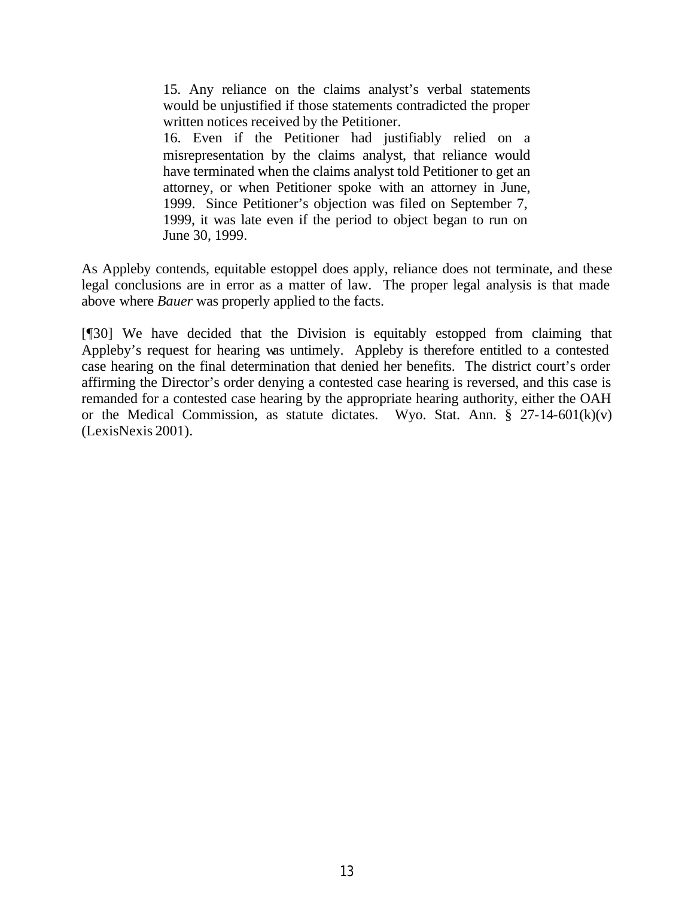> 15. Any reliance on the claims analyst's verbal statements would be unjustified if those statements contradicted the proper written notices received by the Petitioner.
>
> 16. Even if the Petitioner had justifiably relied on a misrepresentation by the claims analyst, that reliance would have terminated when the claims analyst told Petitioner to get an attorney, or when Petitioner spoke with an attorney in June, 1999. Since Petitioner's objection was filed on September 7, 1999, it was late even if the period to object began to run on June 30, 1999.

As Appleby contends, equitable estoppel does apply, reliance does not terminate, and these legal conclusions are in error as a matter of law. The proper legal analysis is that made above where *Bauer* was properly applied to the facts.

[¶30] We have decided that the Division is equitably estopped from claiming that Appleby's request for hearing was untimely. Appleby is therefore entitled to a contested case hearing on the final determination that denied her benefits. The district court's order affirming the Director's order denying a contested case hearing is reversed, and this case is remanded for a contested case hearing by the appropriate hearing authority, either the OAH or the Medical Commission, as statute dictates. Wyo. Stat. Ann. § 27-14-601(k)(v) (LexisNexis 2001).